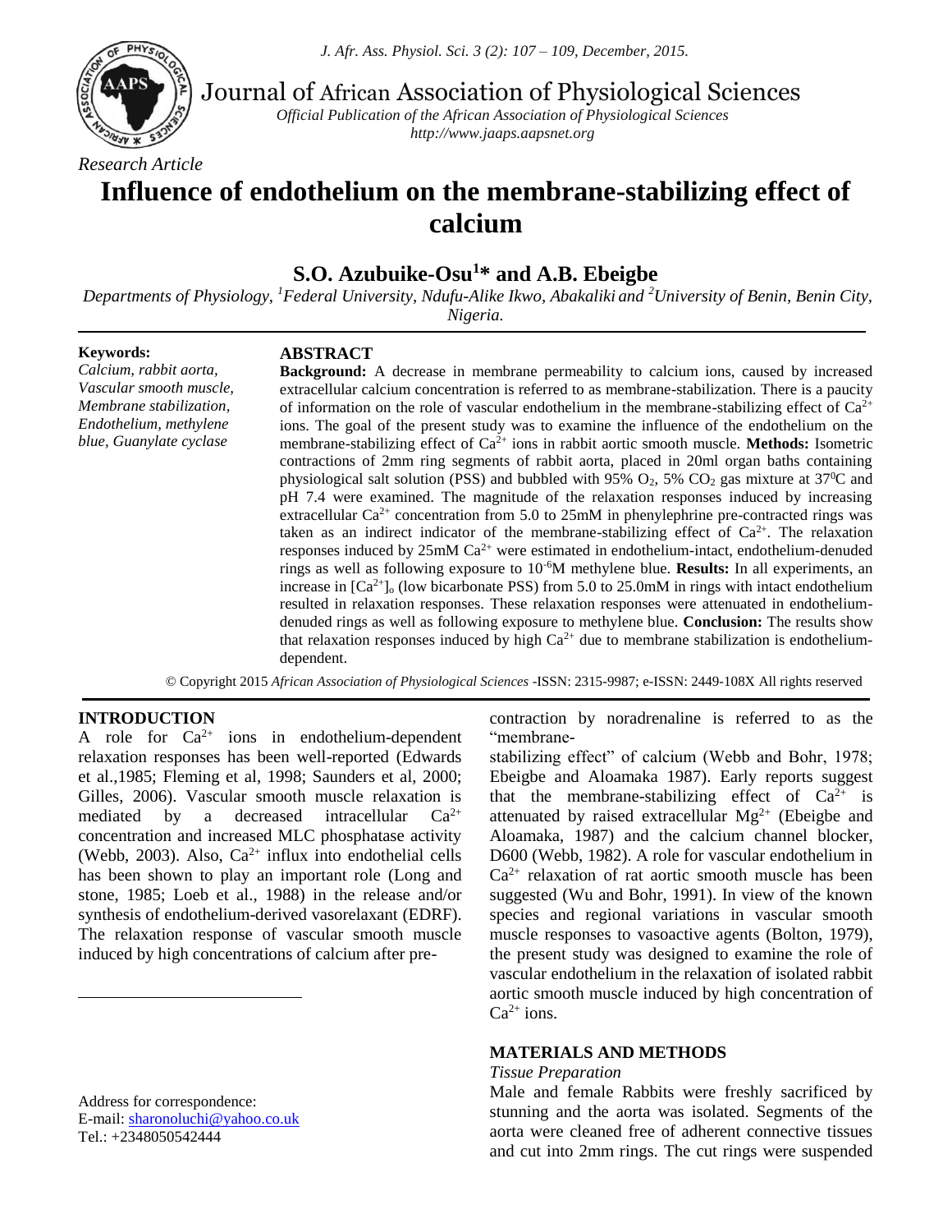Journal of African Association of Physiological Sciences

*Official Publication of the African Association of Physiological Sciences*
*http://www.jaaps.aapsnet.org*

*Research Article*

# Influence of endothelium on the membrane-stabilizing effect of calcium

## S.O. Azubuike-Osu[1]* and A.B. Ebeigbe

*Departments of Physiology, [1]Federal University, Ndufu-Alike Ikwo, Abakaliki and [2]University of Benin, Benin City, Nigeria.*

**Keywords:**
*Calcium, rabbit aorta, Vascular smooth muscle, Membrane stabilization, Endothelium, methylene blue, Guanylate cyclase*

### ABSTRACT

**Background:** A decrease in membrane permeability to calcium ions, caused by increased extracellular calcium concentration is referred to as membrane-stabilization. There is a paucity of information on the role of vascular endothelium in the membrane-stabilizing effect of $Ca^{2+}$ ions. The goal of the present study was to examine the influence of the endothelium on the membrane-stabilizing effect of $Ca^{2+}$ ions in rabbit aortic smooth muscle. **Methods:** Isometric contractions of 2mm ring segments of rabbit aorta, placed in 20ml organ baths containing physiological salt solution (PSS) and bubbled with 95% $O_2$, 5% $CO_2$ gas mixture at $37^0$C and pH 7.4 were examined. The magnitude of the relaxation responses induced by increasing extracellular $Ca^{2+}$ concentration from 5.0 to 25mM in phenylephrine pre-contracted rings was taken as an indirect indicator of the membrane-stabilizing effect of $Ca^{2+}$. The relaxation responses induced by 25mM $Ca^{2+}$ were estimated in endothelium-intact, endothelium-denuded rings as well as following exposure to $10^{-6}$M methylene blue. **Results:** In all experiments, an increase in $[Ca^{2+}]_o$ (low bicarbonate PSS) from 5.0 to 25.0mM in rings with intact endothelium resulted in relaxation responses. These relaxation responses were attenuated in endothelium-denuded rings as well as following exposure to methylene blue. **Conclusion:** The results show that relaxation responses induced by high $Ca^{2+}$ due to membrane stabilization is endothelium-dependent.

© Copyright 2015 *African Association of Physiological Sciences* -ISSN: 2315-9987; e-ISSN: 2449-108X All rights reserved

### INTRODUCTION

A role for $Ca^{2+}$ ions in endothelium-dependent relaxation responses has been well-reported (Edwards et al.,1985; Fleming et al, 1998; Saunders et al, 2000; Gilles, 2006). Vascular smooth muscle relaxation is mediated by a decreased intracellular $Ca^{2+}$ concentration and increased MLC phosphatase activity (Webb, 2003). Also, $Ca^{2+}$ influx into endothelial cells has been shown to play an important role (Long and stone, 1985; Loeb et al., 1988) in the release and/or synthesis of endothelium-derived vasorelaxant (EDRF). The relaxation response of vascular smooth muscle induced by high concentrations of calcium after pre-contraction by noradrenaline is referred to as the "membrane-stabilizing effect" of calcium (Webb and Bohr, 1978; Ebeigbe and Aloamaka 1987). Early reports suggest that the membrane-stabilizing effect of $Ca^{2+}$ is attenuated by raised extracellular $Mg^{2+}$ (Ebeigbe and Aloamaka, 1987) and the calcium channel blocker, D600 (Webb, 1982). A role for vascular endothelium in $Ca^{2+}$ relaxation of rat aortic smooth muscle has been suggested (Wu and Bohr, 1991). In view of the known species and regional variations in vascular smooth muscle responses to vasoactive agents (Bolton, 1979), the present study was designed to examine the role of vascular endothelium in the relaxation of isolated rabbit aortic smooth muscle induced by high concentration of $Ca^{2+}$ ions.

### MATERIALS AND METHODS

*Tissue Preparation*

Male and female Rabbits were freshly sacrificed by stunning and the aorta was isolated. Segments of the aorta were cleaned free of adherent connective tissues and cut into 2mm rings. The cut rings were suspended

Address for correspondence:
E-mail: sharonoluchi@yahoo.co.uk
Tel.: +2348050542444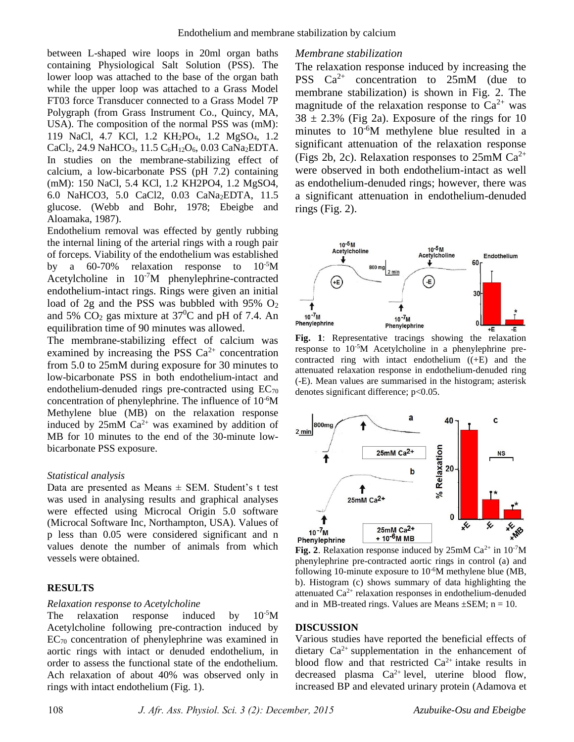between L-shaped wire loops in 20ml organ baths containing Physiological Salt Solution (PSS). The lower loop was attached to the base of the organ bath while the upper loop was attached to a Grass Model FT03 force Transducer connected to a Grass Model 7P Polygraph (from Grass Instrument Co., Quincy, MA, USA). The composition of the normal PSS was (mM): 119 NaCl, 4.7 KCl, 1.2 $KH_2PO_4$, 1.2 $MgSO_4$, 1.2 $CaCl_2$, 24.9 $NaHCO_3$, 11.5 $C_6H_{12}O_6$, 0.03 $CaNa_2EDTA$. In studies on the membrane-stabilizing effect of calcium, a low-bicarbonate PSS (pH 7.2) containing (mM): 150 NaCl, 5.4 KCl, 1.2 KH2PO4, 1.2 MgSO4, 6.0 NaHCO3, 5.0 CaCl2, 0.03 $CaNa_2EDTA$, 11.5 glucose. (Webb and Bohr, 1978; Ebeigbe and Aloamaka, 1987).

Endothelium removal was effected by gently rubbing the internal lining of the arterial rings with a rough pair of forceps. Viability of the endothelium was established by a 60-70% relaxation response to $10^{-5}$M Acetylcholine in $10^{-7}$M phenylephrine-contracted endothelium-intact rings. Rings were given an initial load of 2g and the PSS was bubbled with 95% $O_2$ and 5% $CO_2$ gas mixture at $37^0$C and pH of 7.4. An equilibration time of 90 minutes was allowed.

The membrane-stabilizing effect of calcium was examined by increasing the PSS $Ca^{2+}$ concentration from 5.0 to 25mM during exposure for 30 minutes to low-bicarbonate PSS in both endothelium-intact and endothelium-denuded rings pre-contracted using $EC_{70}$ concentration of phenylephrine. The influence of $10^{-6}$M Methylene blue (MB) on the relaxation response induced by 25mM $Ca^{2+}$ was examined by addition of MB for 10 minutes to the end of the 30-minute low-bicarbonate PSS exposure.

### *Statistical analysis*

Data are presented as Means ± SEM. Student's t test was used in analysing results and graphical analyses were effected using Microcal Origin 5.0 software (Microcal Software Inc, Northampton, USA). Values of p less than 0.05 were considered significant and n values denote the number of animals from which vessels were obtained.

## RESULTS

### *Relaxation response to Acetylcholine*

The relaxation response induced by $10^{-5}$M Acetylcholine following pre-contraction induced by $EC_{70}$ concentration of phenylephrine was examined in aortic rings with intact or denuded endothelium, in order to assess the functional state of the endothelium. Ach relaxation of about 40% was observed only in rings with intact endothelium (Fig. 1).

### *Membrane stabilization*

The relaxation response induced by increasing the PSS $Ca^{2+}$ concentration to 25mM (due to membrane stabilization) is shown in Fig. 2. The magnitude of the relaxation response to $Ca^{2+}$ was 38 ± 2.3% (Fig 2a). Exposure of the rings for 10 minutes to $10^{-6}$M methylene blue resulted in a significant attenuation of the relaxation response (Figs 2b, 2c). Relaxation responses to 25mM $Ca^{2+}$ were observed in both endothelium-intact as well as endothelium-denuded rings; however, there was a significant attenuation in endothelium-denuded rings (Fig. 2).

**Fig. 1**: Representative tracings showing the relaxation response to $10^{-5}$M Acetylcholine in a phenylephrine pre-contracted ring with intact endothelium ((+E) and the attenuated relaxation response in endothelium-denuded ring (-E). Mean values are summarised in the histogram; asterisk denotes significant difference; p<0.05.

**Fig. 2**. Relaxation response induced by 25mM $Ca^{2+}$ in $10^{-7}$M phenylephrine pre-contracted aortic rings in control (a) and following 10-minute exposure to $10^{-6}$M methylene blue (MB, b). Histogram (c) shows summary of data highlighting the attenuated $Ca^{2+}$ relaxation responses in endothelium-denuded and in MB-treated rings. Values are Means ±SEM; n = 10.

## DISCUSSION

Various studies have reported the beneficial effects of dietary $Ca^{2+}$ supplementation in the enhancement of blood flow and that restricted $Ca^{2+}$ intake results in decreased plasma $Ca^{2+}$ level, uterine blood flow, increased BP and elevated urinary protein (Adamova et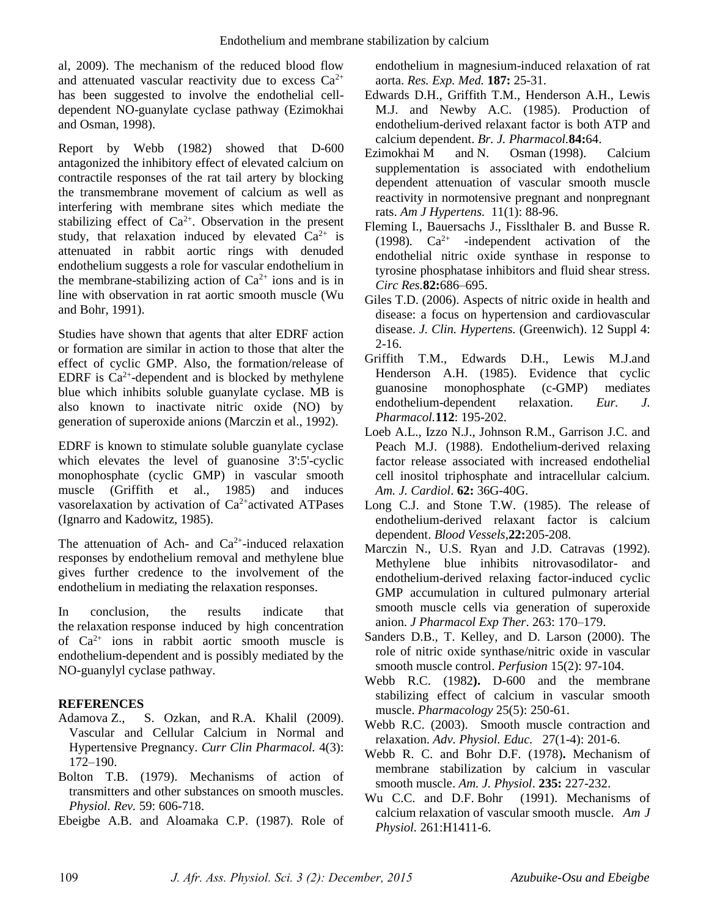al, 2009). The mechanism of the reduced blood flow and attenuated vascular reactivity due to excess $Ca^{2+}$ has been suggested to involve the endothelial cell-dependent NO-guanylate cyclase pathway (Ezimokhai and Osman, 1998).

Report by Webb (1982) showed that D-600 antagonized the inhibitory effect of elevated calcium on contractile responses of the rat tail artery by blocking the transmembrane movement of calcium as well as interfering with membrane sites which mediate the stabilizing effect of $Ca^{2+}$. Observation in the present study, that relaxation induced by elevated $Ca^{2+}$ is attenuated in rabbit aortic rings with denuded endothelium suggests a role for vascular endothelium in the membrane-stabilizing action of $Ca^{2+}$ ions and is in line with observation in rat aortic smooth muscle (Wu and Bohr, 1991).

Studies have shown that agents that alter EDRF action or formation are similar in action to those that alter the effect of cyclic GMP. Also, the formation/release of EDRF is $Ca^{2+}$-dependent and is blocked by methylene blue which inhibits soluble guanylate cyclase. MB is also known to inactivate nitric oxide (NO) by generation of superoxide anions (Marczin et al., 1992).

EDRF is known to stimulate soluble guanylate cyclase which elevates the level of guanosine 3':5'-cyclic monophosphate (cyclic GMP) in vascular smooth muscle (Griffith et al., 1985) and induces vasorelaxation by activation of $Ca^{2+}$activated ATPases (Ignarro and Kadowitz, 1985).

The attenuation of Ach- and $Ca^{2+}$-induced relaxation responses by endothelium removal and methylene blue gives further credence to the involvement of the endothelium in mediating the relaxation responses.

In conclusion, the results indicate that the relaxation response induced by high concentration of $Ca^{2+}$ ions in rabbit aortic smooth muscle is endothelium-dependent and is possibly mediated by the NO-guanylyl cyclase pathway.

## REFERENCES

Adamova Z., S. Ozkan, and R.A. Khalil (2009). Vascular and Cellular Calcium in Normal and Hypertensive Pregnancy. *Curr Clin Pharmacol.* 4(3): 172–190.

Bolton T.B. (1979). Mechanisms of action of transmitters and other substances on smooth muscles. *Physiol. Rev.* 59: 606-718.

Ebeigbe A.B. and Aloamaka C.P. (1987). Role of endothelium in magnesium-induced relaxation of rat aorta. *Res. Exp. Med.* **187:** 25-31.

Edwards D.H., Griffith T.M., Henderson A.H., Lewis M.J. and Newby A.C. (1985). Production of endothelium-derived relaxant factor is both ATP and calcium dependent. *Br. J. Pharmacol.***84:**64.

Ezimokhai M and N. Osman (1998). Calcium supplementation is associated with endothelium dependent attenuation of vascular smooth muscle reactivity in normotensive pregnant and nonpregnant rats. *Am J Hypertens.* 11(1): 88-96.

Fleming I., Bauersachs J., Fisslthaler B. and Busse R. (1998). $Ca^{2+}$ -independent activation of the endothelial nitric oxide synthase in response to tyrosine phosphatase inhibitors and fluid shear stress. *Circ Res.***82:**686–695.

Giles T.D. (2006). Aspects of nitric oxide in health and disease: a focus on hypertension and cardiovascular disease. *J. Clin. Hypertens.* (Greenwich). 12 Suppl 4: 2-16.

Griffith T.M., Edwards D.H., Lewis M.J.and Henderson A.H. (1985). Evidence that cyclic guanosine monophosphate (c-GMP) mediates endothelium-dependent relaxation. *Eur. J. Pharmacol.***112**: 195-202.

Loeb A.L., Izzo N.J., Johnson R.M., Garrison J.C. and Peach M.J. (1988). Endothelium-derived relaxing factor release associated with increased endothelial cell inositol triphosphate and intracellular calcium. *Am. J. Cardiol*. **62:** 36G-40G.

Long C.J. and Stone T.W. (1985). The release of endothelium-derived relaxant factor is calcium dependent. *Blood Vessels,***22:**205-208.

Marczin N., U.S. Ryan and J.D. Catravas (1992). Methylene blue inhibits nitrovasodilator- and endothelium-derived relaxing factor-induced cyclic GMP accumulation in cultured pulmonary arterial smooth muscle cells via generation of superoxide anion. *J Pharmacol Exp Ther*. 263: 170–179.

Sanders D.B., T. Kelley, and D. Larson (2000). The role of nitric oxide synthase/nitric oxide in vascular smooth muscle control. *Perfusion* 15(2): 97-104.

Webb R.C. (1982**).** D-600 and the membrane stabilizing effect of calcium in vascular smooth muscle. *Pharmacology* 25(5): 250-61.

Webb R.C. (2003). Smooth muscle contraction and relaxation. *Adv. Physiol. Educ.* 27(1-4): 201-6.

Webb R. C. and Bohr D.F. (1978)**.** Mechanism of membrane stabilization by calcium in vascular smooth muscle. *Am. J. Physiol*. **235:** 227-232.

Wu C.C. and D.F. Bohr (1991). Mechanisms of calcium relaxation of vascular smooth muscle. *Am J Physiol.* 261:H1411-6.